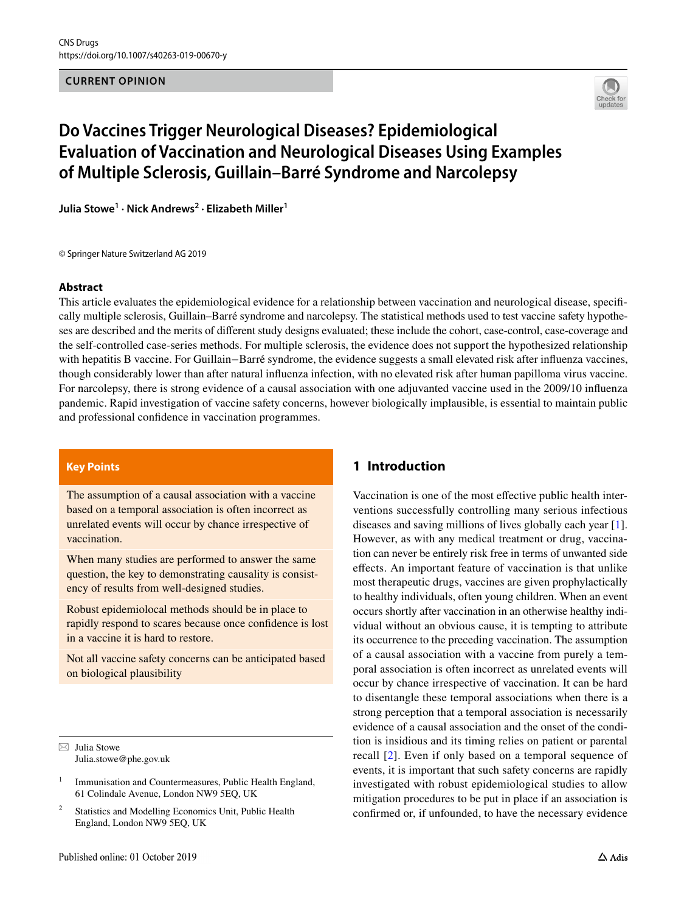CURRENT OPINION

# Do Vaccines Trigger Neurological Diseases? Epidemiological Evaluation of Vaccination and Neurological Diseases Using Examples of Multiple Sclerosis, Guillain–Barré Syndrome and Narcolepsy

**Julia Stowe[1] · Nick Andrews[2] · Elizabeth Miller[1]**

© Springer Nature Switzerland AG 2019

## Abstract

This article evaluates the epidemiological evidence for a relationship between vaccination and neurological disease, specifically multiple sclerosis, Guillain–Barré syndrome and narcolepsy. The statistical methods used to test vaccine safety hypotheses are described and the merits of different study designs evaluated; these include the cohort, case-control, case-coverage and the self-controlled case-series methods. For multiple sclerosis, the evidence does not support the hypothesized relationship with hepatitis B vaccine. For Guillain−Barré syndrome, the evidence suggests a small elevated risk after influenza vaccines, though considerably lower than after natural influenza infection, with no elevated risk after human papilloma virus vaccine. For narcolepsy, there is strong evidence of a causal association with one adjuvanted vaccine used in the 2009/10 influenza pandemic. Rapid investigation of vaccine safety concerns, however biologically implausible, is essential to maintain public and professional confidence in vaccination programmes.

**Key Points**

The assumption of a causal association with a vaccine based on a temporal association is often incorrect as unrelated events will occur by chance irrespective of vaccination.

When many studies are performed to answer the same question, the key to demonstrating causality is consistency of results from well-designed studies.

Robust epidemiolocal methods should be in place to rapidly respond to scares because once confidence is lost in a vaccine it is hard to restore.

Not all vaccine safety concerns can be anticipated based on biological plausibility

✉ Julia Stowe
Julia.stowe@phe.gov.uk

[1] Immunisation and Countermeasures, Public Health England, 61 Colindale Avenue, London NW9 5EQ, UK

[2] Statistics and Modelling Economics Unit, Public Health England, London NW9 5EQ, UK

## 1 Introduction

Vaccination is one of the most effective public health interventions successfully controlling many serious infectious diseases and saving millions of lives globally each year [1]. However, as with any medical treatment or drug, vaccination can never be entirely risk free in terms of unwanted side effects. An important feature of vaccination is that unlike most therapeutic drugs, vaccines are given prophylactically to healthy individuals, often young children. When an event occurs shortly after vaccination in an otherwise healthy individual without an obvious cause, it is tempting to attribute its occurrence to the preceding vaccination. The assumption of a causal association with a vaccine from purely a temporal association is often incorrect as unrelated events will occur by chance irrespective of vaccination. It can be hard to disentangle these temporal associations when there is a strong perception that a temporal association is necessarily evidence of a causal association and the onset of the condition is insidious and its timing relies on patient or parental recall [2]. Even if only based on a temporal sequence of events, it is important that such safety concerns are rapidly investigated with robust epidemiological studies to allow mitigation procedures to be put in place if an association is confirmed or, if unfounded, to have the necessary evidence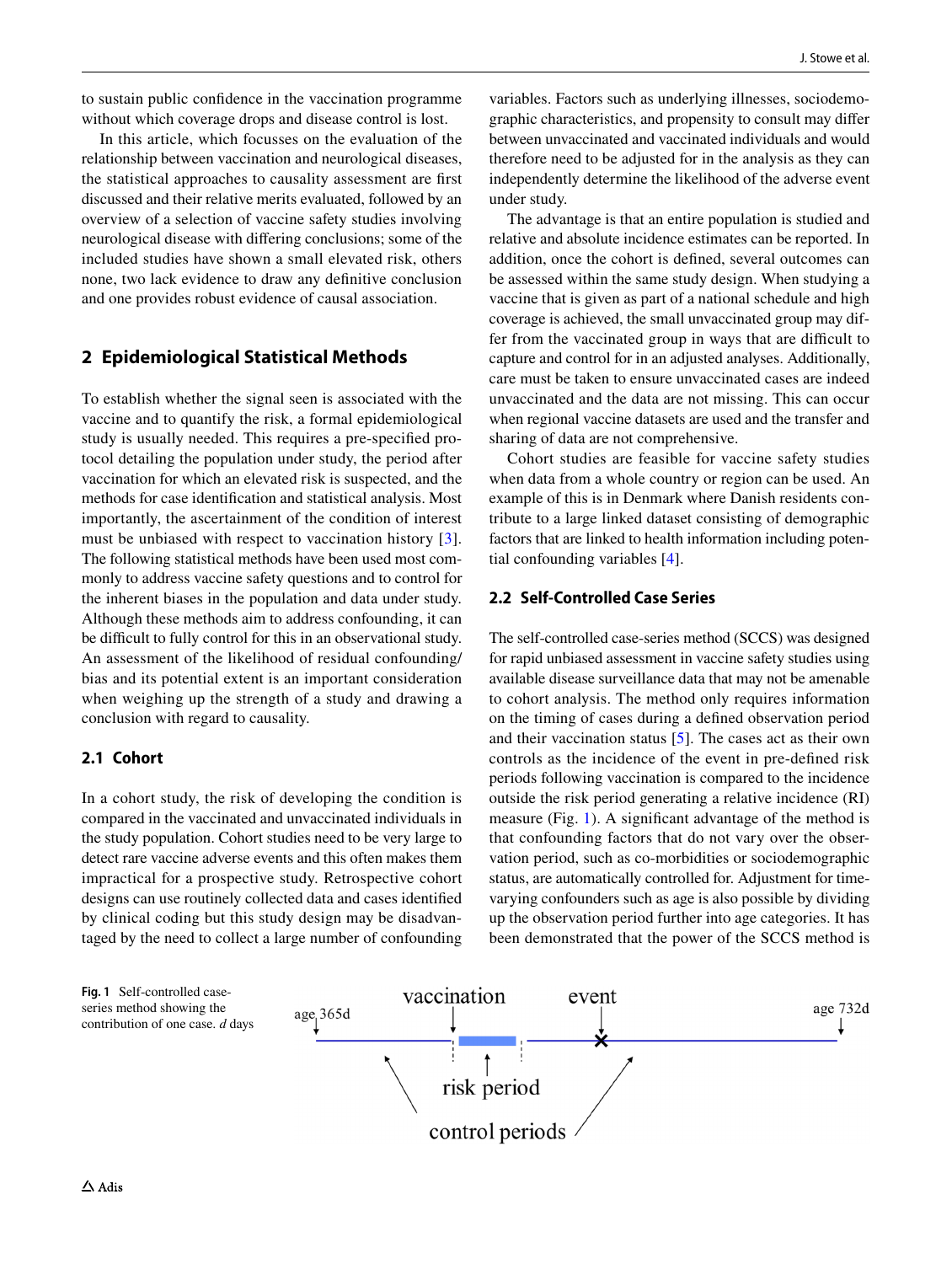to sustain public confidence in the vaccination programme without which coverage drops and disease control is lost.

In this article, which focusses on the evaluation of the relationship between vaccination and neurological diseases, the statistical approaches to causality assessment are first discussed and their relative merits evaluated, followed by an overview of a selection of vaccine safety studies involving neurological disease with differing conclusions; some of the included studies have shown a small elevated risk, others none, two lack evidence to draw any definitive conclusion and one provides robust evidence of causal association.

## 2 Epidemiological Statistical Methods

To establish whether the signal seen is associated with the vaccine and to quantify the risk, a formal epidemiological study is usually needed. This requires a pre-specified protocol detailing the population under study, the period after vaccination for which an elevated risk is suspected, and the methods for case identification and statistical analysis. Most importantly, the ascertainment of the condition of interest must be unbiased with respect to vaccination history [3]. The following statistical methods have been used most commonly to address vaccine safety questions and to control for the inherent biases in the population and data under study. Although these methods aim to address confounding, it can be difficult to fully control for this in an observational study. An assessment of the likelihood of residual confounding/bias and its potential extent is an important consideration when weighing up the strength of a study and drawing a conclusion with regard to causality.

### 2.1 Cohort

In a cohort study, the risk of developing the condition is compared in the vaccinated and unvaccinated individuals in the study population. Cohort studies need to be very large to detect rare vaccine adverse events and this often makes them impractical for a prospective study. Retrospective cohort designs can use routinely collected data and cases identified by clinical coding but this study design may be disadvantaged by the need to collect a large number of confounding variables. Factors such as underlying illnesses, sociodemographic characteristics, and propensity to consult may differ between unvaccinated and vaccinated individuals and would therefore need to be adjusted for in the analysis as they can independently determine the likelihood of the adverse event under study.

The advantage is that an entire population is studied and relative and absolute incidence estimates can be reported. In addition, once the cohort is defined, several outcomes can be assessed within the same study design. When studying a vaccine that is given as part of a national schedule and high coverage is achieved, the small unvaccinated group may differ from the vaccinated group in ways that are difficult to capture and control for in an adjusted analyses. Additionally, care must be taken to ensure unvaccinated cases are indeed unvaccinated and the data are not missing. This can occur when regional vaccine datasets are used and the transfer and sharing of data are not comprehensive.

Cohort studies are feasible for vaccine safety studies when data from a whole country or region can be used. An example of this is in Denmark where Danish residents contribute to a large linked dataset consisting of demographic factors that are linked to health information including potential confounding variables [4].

### 2.2 Self-Controlled Case Series

The self-controlled case-series method (SCCS) was designed for rapid unbiased assessment in vaccine safety studies using available disease surveillance data that may not be amenable to cohort analysis. The method only requires information on the timing of cases during a defined observation period and their vaccination status [5]. The cases act as their own controls as the incidence of the event in pre-defined risk periods following vaccination is compared to the incidence outside the risk period generating a relative incidence (RI) measure (Fig. 1). A significant advantage of the method is that confounding factors that do not vary over the observation period, such as co-morbidities or sociodemographic status, are automatically controlled for. Adjustment for time-varying confounders such as age is also possible by dividing up the observation period further into age categories. It has been demonstrated that the power of the SCCS method is

age 365d

vaccination

event

age 732d

risk period

control periods

**Fig. 1** Self-controlled case-series method showing the contribution of one case. *d* days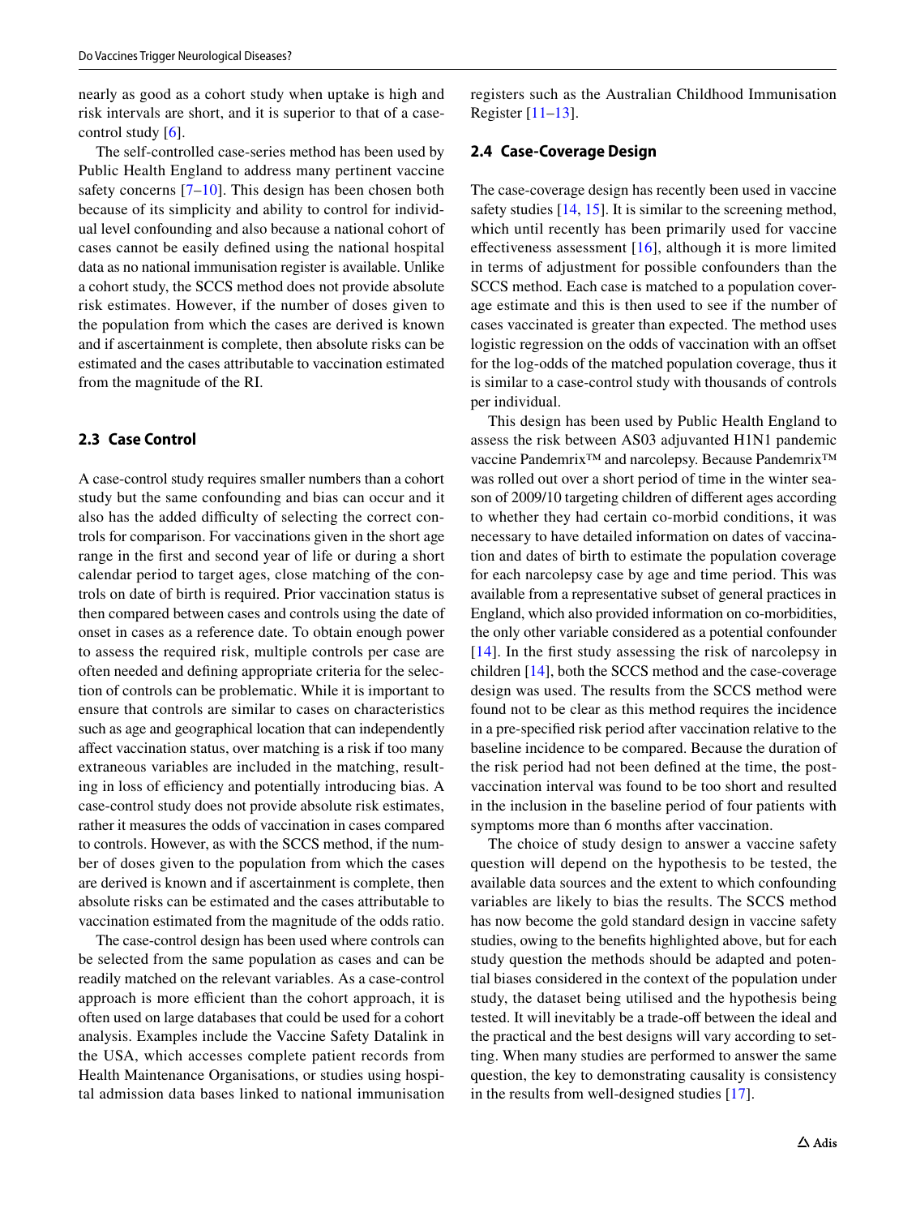nearly as good as a cohort study when uptake is high and risk intervals are short, and it is superior to that of a case-control study [6].

The self-controlled case-series method has been used by Public Health England to address many pertinent vaccine safety concerns [7–10]. This design has been chosen both because of its simplicity and ability to control for individual level confounding and also because a national cohort of cases cannot be easily defined using the national hospital data as no national immunisation register is available. Unlike a cohort study, the SCCS method does not provide absolute risk estimates. However, if the number of doses given to the population from which the cases are derived is known and if ascertainment is complete, then absolute risks can be estimated and the cases attributable to vaccination estimated from the magnitude of the RI.

### 2.3 Case Control

A case-control study requires smaller numbers than a cohort study but the same confounding and bias can occur and it also has the added difficulty of selecting the correct controls for comparison. For vaccinations given in the short age range in the first and second year of life or during a short calendar period to target ages, close matching of the controls on date of birth is required. Prior vaccination status is then compared between cases and controls using the date of onset in cases as a reference date. To obtain enough power to assess the required risk, multiple controls per case are often needed and defining appropriate criteria for the selection of controls can be problematic. While it is important to ensure that controls are similar to cases on characteristics such as age and geographical location that can independently affect vaccination status, over matching is a risk if too many extraneous variables are included in the matching, resulting in loss of efficiency and potentially introducing bias. A case-control study does not provide absolute risk estimates, rather it measures the odds of vaccination in cases compared to controls. However, as with the SCCS method, if the number of doses given to the population from which the cases are derived is known and if ascertainment is complete, then absolute risks can be estimated and the cases attributable to vaccination estimated from the magnitude of the odds ratio.

The case-control design has been used where controls can be selected from the same population as cases and can be readily matched on the relevant variables. As a case-control approach is more efficient than the cohort approach, it is often used on large databases that could be used for a cohort analysis. Examples include the Vaccine Safety Datalink in the USA, which accesses complete patient records from Health Maintenance Organisations, or studies using hospital admission data bases linked to national immunisation registers such as the Australian Childhood Immunisation Register [11–13].

### 2.4 Case-Coverage Design

The case-coverage design has recently been used in vaccine safety studies [14, 15]. It is similar to the screening method, which until recently has been primarily used for vaccine effectiveness assessment [16], although it is more limited in terms of adjustment for possible confounders than the SCCS method. Each case is matched to a population coverage estimate and this is then used to see if the number of cases vaccinated is greater than expected. The method uses logistic regression on the odds of vaccination with an offset for the log-odds of the matched population coverage, thus it is similar to a case-control study with thousands of controls per individual.

This design has been used by Public Health England to assess the risk between AS03 adjuvanted H1N1 pandemic vaccine Pandemrix™ and narcolepsy. Because Pandemrix™ was rolled out over a short period of time in the winter season of 2009/10 targeting children of different ages according to whether they had certain co-morbid conditions, it was necessary to have detailed information on dates of vaccination and dates of birth to estimate the population coverage for each narcolepsy case by age and time period. This was available from a representative subset of general practices in England, which also provided information on co-morbidities, the only other variable considered as a potential confounder [14]. In the first study assessing the risk of narcolepsy in children [14], both the SCCS method and the case-coverage design was used. The results from the SCCS method were found not to be clear as this method requires the incidence in a pre-specified risk period after vaccination relative to the baseline incidence to be compared. Because the duration of the risk period had not been defined at the time, the post-vaccination interval was found to be too short and resulted in the inclusion in the baseline period of four patients with symptoms more than 6 months after vaccination.

The choice of study design to answer a vaccine safety question will depend on the hypothesis to be tested, the available data sources and the extent to which confounding variables are likely to bias the results. The SCCS method has now become the gold standard design in vaccine safety studies, owing to the benefits highlighted above, but for each study question the methods should be adapted and potential biases considered in the context of the population under study, the dataset being utilised and the hypothesis being tested. It will inevitably be a trade-off between the ideal and the practical and the best designs will vary according to setting. When many studies are performed to answer the same question, the key to demonstrating causality is consistency in the results from well-designed studies [17].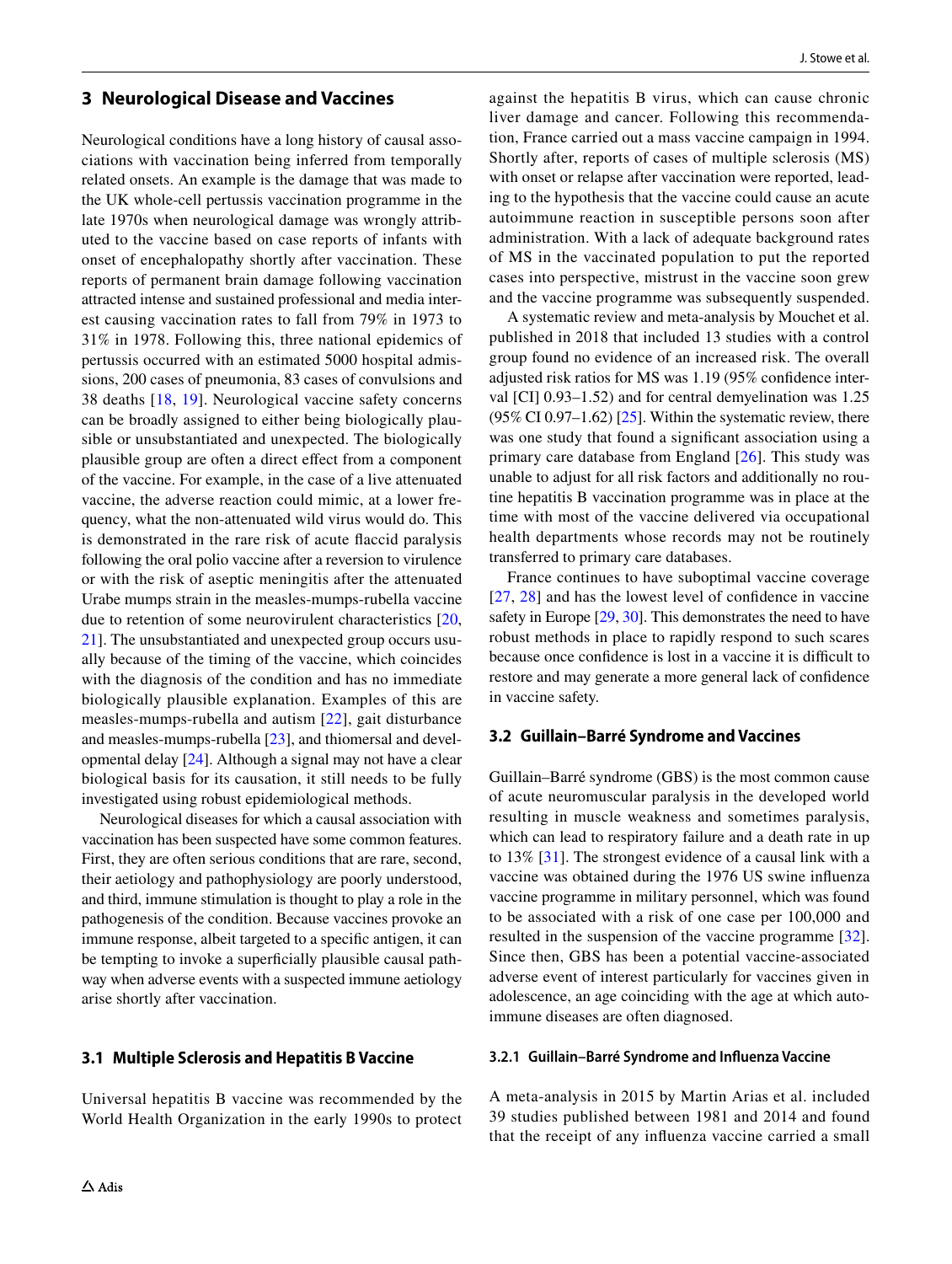## 3 Neurological Disease and Vaccines

Neurological conditions have a long history of causal associations with vaccination being inferred from temporally related onsets. An example is the damage that was made to the UK whole-cell pertussis vaccination programme in the late 1970s when neurological damage was wrongly attributed to the vaccine based on case reports of infants with onset of encephalopathy shortly after vaccination. These reports of permanent brain damage following vaccination attracted intense and sustained professional and media interest causing vaccination rates to fall from 79% in 1973 to 31% in 1978. Following this, three national epidemics of pertussis occurred with an estimated 5000 hospital admissions, 200 cases of pneumonia, 83 cases of convulsions and 38 deaths [18, 19]. Neurological vaccine safety concerns can be broadly assigned to either being biologically plausible or unsubstantiated and unexpected. The biologically plausible group are often a direct effect from a component of the vaccine. For example, in the case of a live attenuated vaccine, the adverse reaction could mimic, at a lower frequency, what the non-attenuated wild virus would do. This is demonstrated in the rare risk of acute flaccid paralysis following the oral polio vaccine after a reversion to virulence or with the risk of aseptic meningitis after the attenuated Urabe mumps strain in the measles-mumps-rubella vaccine due to retention of some neurovirulent characteristics [20, 21]. The unsubstantiated and unexpected group occurs usually because of the timing of the vaccine, which coincides with the diagnosis of the condition and has no immediate biologically plausible explanation. Examples of this are measles-mumps-rubella and autism [22], gait disturbance and measles-mumps-rubella [23], and thiomersal and developmental delay [24]. Although a signal may not have a clear biological basis for its causation, it still needs to be fully investigated using robust epidemiological methods.

Neurological diseases for which a causal association with vaccination has been suspected have some common features. First, they are often serious conditions that are rare, second, their aetiology and pathophysiology are poorly understood, and third, immune stimulation is thought to play a role in the pathogenesis of the condition. Because vaccines provoke an immune response, albeit targeted to a specific antigen, it can be tempting to invoke a superficially plausible causal pathway when adverse events with a suspected immune aetiology arise shortly after vaccination.

### 3.1 Multiple Sclerosis and Hepatitis B Vaccine

Universal hepatitis B vaccine was recommended by the World Health Organization in the early 1990s to protect against the hepatitis B virus, which can cause chronic liver damage and cancer. Following this recommendation, France carried out a mass vaccine campaign in 1994. Shortly after, reports of cases of multiple sclerosis (MS) with onset or relapse after vaccination were reported, leading to the hypothesis that the vaccine could cause an acute autoimmune reaction in susceptible persons soon after administration. With a lack of adequate background rates of MS in the vaccinated population to put the reported cases into perspective, mistrust in the vaccine soon grew and the vaccine programme was subsequently suspended.

A systematic review and meta-analysis by Mouchet et al. published in 2018 that included 13 studies with a control group found no evidence of an increased risk. The overall adjusted risk ratios for MS was 1.19 (95% confidence interval [CI] 0.93–1.52) and for central demyelination was 1.25 (95% CI 0.97–1.62) [25]. Within the systematic review, there was one study that found a significant association using a primary care database from England [26]. This study was unable to adjust for all risk factors and additionally no routine hepatitis B vaccination programme was in place at the time with most of the vaccine delivered via occupational health departments whose records may not be routinely transferred to primary care databases.

France continues to have suboptimal vaccine coverage [27, 28] and has the lowest level of confidence in vaccine safety in Europe [29, 30]. This demonstrates the need to have robust methods in place to rapidly respond to such scares because once confidence is lost in a vaccine it is difficult to restore and may generate a more general lack of confidence in vaccine safety.

### 3.2 Guillain–Barré Syndrome and Vaccines

Guillain–Barré syndrome (GBS) is the most common cause of acute neuromuscular paralysis in the developed world resulting in muscle weakness and sometimes paralysis, which can lead to respiratory failure and a death rate in up to 13% [31]. The strongest evidence of a causal link with a vaccine was obtained during the 1976 US swine influenza vaccine programme in military personnel, which was found to be associated with a risk of one case per 100,000 and resulted in the suspension of the vaccine programme [32]. Since then, GBS has been a potential vaccine-associated adverse event of interest particularly for vaccines given in adolescence, an age coinciding with the age at which autoimmune diseases are often diagnosed.

#### 3.2.1 Guillain–Barré Syndrome and Influenza Vaccine

A meta-analysis in 2015 by Martin Arias et al. included 39 studies published between 1981 and 2014 and found that the receipt of any influenza vaccine carried a small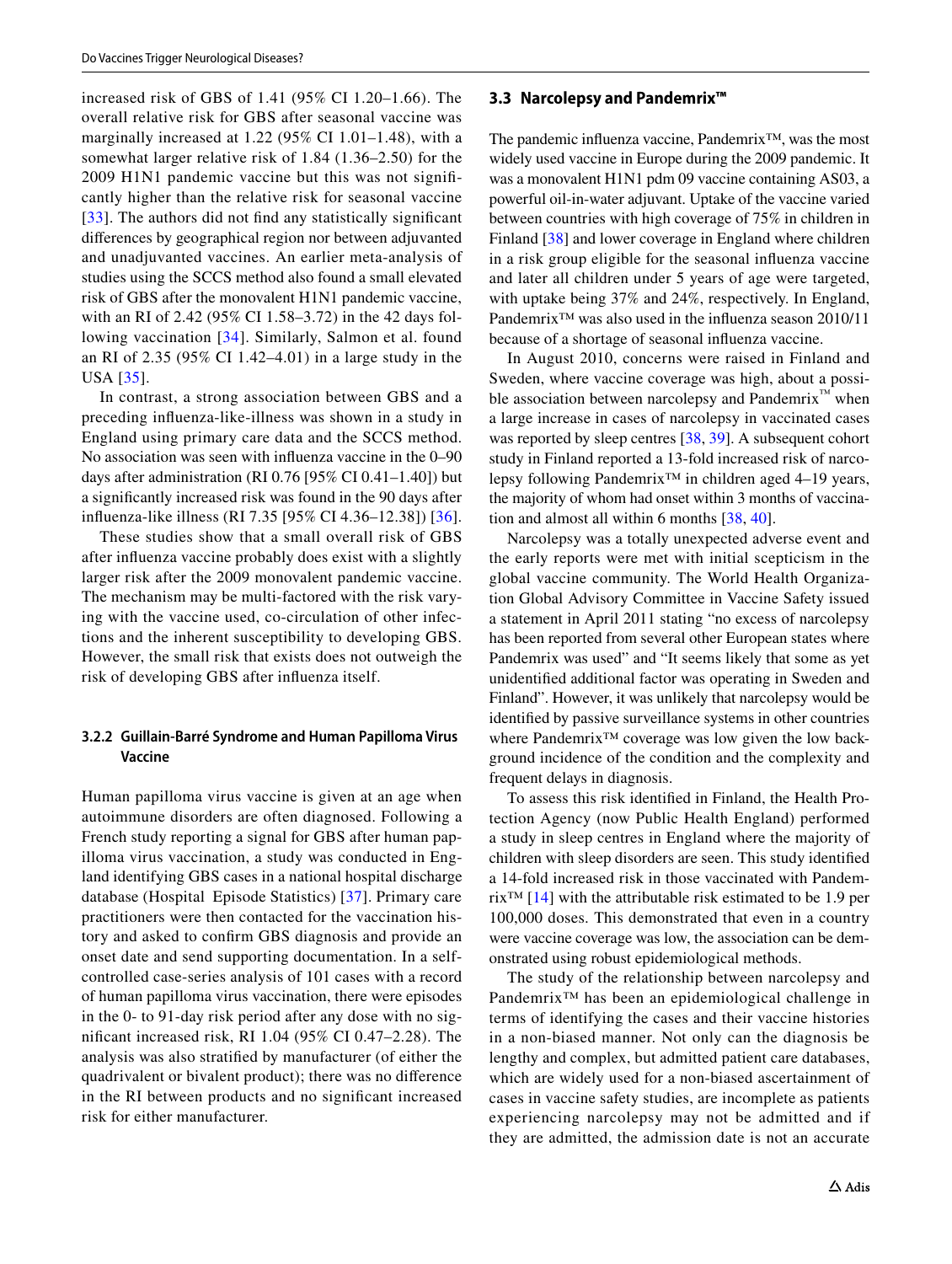increased risk of GBS of 1.41 (95% CI 1.20–1.66). The overall relative risk for GBS after seasonal vaccine was marginally increased at 1.22 (95% CI 1.01–1.48), with a somewhat larger relative risk of 1.84 (1.36–2.50) for the 2009 H1N1 pandemic vaccine but this was not significantly higher than the relative risk for seasonal vaccine [33]. The authors did not find any statistically significant differences by geographical region nor between adjuvanted and unadjuvanted vaccines. An earlier meta-analysis of studies using the SCCS method also found a small elevated risk of GBS after the monovalent H1N1 pandemic vaccine, with an RI of 2.42 (95% CI 1.58–3.72) in the 42 days following vaccination [34]. Similarly, Salmon et al. found an RI of 2.35 (95% CI 1.42–4.01) in a large study in the USA [35].

In contrast, a strong association between GBS and a preceding influenza-like-illness was shown in a study in England using primary care data and the SCCS method. No association was seen with influenza vaccine in the 0–90 days after administration (RI 0.76 [95% CI 0.41–1.40]) but a significantly increased risk was found in the 90 days after influenza-like illness (RI 7.35 [95% CI 4.36–12.38]) [36].

These studies show that a small overall risk of GBS after influenza vaccine probably does exist with a slightly larger risk after the 2009 monovalent pandemic vaccine. The mechanism may be multi-factored with the risk varying with the vaccine used, co-circulation of other infections and the inherent susceptibility to developing GBS. However, the small risk that exists does not outweigh the risk of developing GBS after influenza itself.

#### 3.2.2 Guillain-Barré Syndrome and Human Papilloma Virus Vaccine

Human papilloma virus vaccine is given at an age when autoimmune disorders are often diagnosed. Following a French study reporting a signal for GBS after human papilloma virus vaccination, a study was conducted in England identifying GBS cases in a national hospital discharge database (Hospital Episode Statistics) [37]. Primary care practitioners were then contacted for the vaccination history and asked to confirm GBS diagnosis and provide an onset date and send supporting documentation. In a self-controlled case-series analysis of 101 cases with a record of human papilloma virus vaccination, there were episodes in the 0- to 91-day risk period after any dose with no significant increased risk, RI 1.04 (95% CI 0.47–2.28). The analysis was also stratified by manufacturer (of either the quadrivalent or bivalent product); there was no difference in the RI between products and no significant increased risk for either manufacturer.

### 3.3 Narcolepsy and Pandemrix™

The pandemic influenza vaccine, Pandemrix™, was the most widely used vaccine in Europe during the 2009 pandemic. It was a monovalent H1N1 pdm 09 vaccine containing AS03, a powerful oil-in-water adjuvant. Uptake of the vaccine varied between countries with high coverage of 75% in children in Finland [38] and lower coverage in England where children in a risk group eligible for the seasonal influenza vaccine and later all children under 5 years of age were targeted, with uptake being 37% and 24%, respectively. In England, Pandemrix™ was also used in the influenza season 2010/11 because of a shortage of seasonal influenza vaccine.

In August 2010, concerns were raised in Finland and Sweden, where vaccine coverage was high, about a possible association between narcolepsy and Pandemrix™ when a large increase in cases of narcolepsy in vaccinated cases was reported by sleep centres [38, 39]. A subsequent cohort study in Finland reported a 13-fold increased risk of narcolepsy following Pandemrix™ in children aged 4–19 years, the majority of whom had onset within 3 months of vaccination and almost all within 6 months [38, 40].

Narcolepsy was a totally unexpected adverse event and the early reports were met with initial scepticism in the global vaccine community. The World Health Organization Global Advisory Committee in Vaccine Safety issued a statement in April 2011 stating "no excess of narcolepsy has been reported from several other European states where Pandemrix was used" and "It seems likely that some as yet unidentified additional factor was operating in Sweden and Finland". However, it was unlikely that narcolepsy would be identified by passive surveillance systems in other countries where Pandemrix™ coverage was low given the low background incidence of the condition and the complexity and frequent delays in diagnosis.

To assess this risk identified in Finland, the Health Protection Agency (now Public Health England) performed a study in sleep centres in England where the majority of children with sleep disorders are seen. This study identified a 14-fold increased risk in those vaccinated with Pandemrix™ [14] with the attributable risk estimated to be 1.9 per 100,000 doses. This demonstrated that even in a country were vaccine coverage was low, the association can be demonstrated using robust epidemiological methods.

The study of the relationship between narcolepsy and Pandemrix™ has been an epidemiological challenge in terms of identifying the cases and their vaccine histories in a non-biased manner. Not only can the diagnosis be lengthy and complex, but admitted patient care databases, which are widely used for a non-biased ascertainment of cases in vaccine safety studies, are incomplete as patients experiencing narcolepsy may not be admitted and if they are admitted, the admission date is not an accurate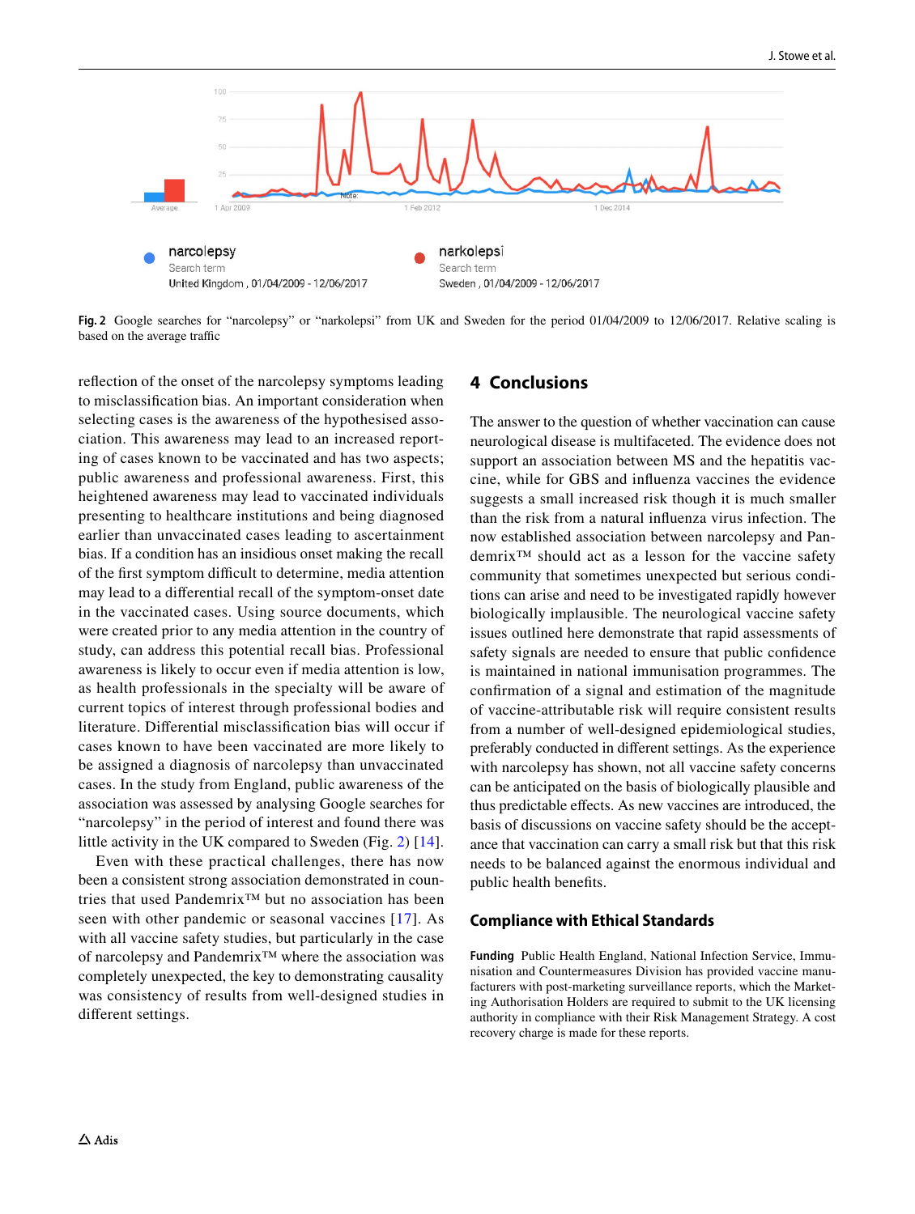100

75

50

25

Average

Note:

1 Apr 2009

1 Feb 2012

1 Dec 2014

narcolepsy
Search term
United Kingdom , 01/04/2009 - 12/06/2017

narkolepsi
Search term
Sweden , 01/04/2009 - 12/06/2017

**Fig. 2** Google searches for "narcolepsy" or "narkolepsi" from UK and Sweden for the period 01/04/2009 to 12/06/2017. Relative scaling is based on the average traffic

reflection of the onset of the narcolepsy symptoms leading to misclassification bias. An important consideration when selecting cases is the awareness of the hypothesised association. This awareness may lead to an increased reporting of cases known to be vaccinated and has two aspects; public awareness and professional awareness. First, this heightened awareness may lead to vaccinated individuals presenting to healthcare institutions and being diagnosed earlier than unvaccinated cases leading to ascertainment bias. If a condition has an insidious onset making the recall of the first symptom difficult to determine, media attention may lead to a differential recall of the symptom-onset date in the vaccinated cases. Using source documents, which were created prior to any media attention in the country of study, can address this potential recall bias. Professional awareness is likely to occur even if media attention is low, as health professionals in the specialty will be aware of current topics of interest through professional bodies and literature. Differential misclassification bias will occur if cases known to have been vaccinated are more likely to be assigned a diagnosis of narcolepsy than unvaccinated cases. In the study from England, public awareness of the association was assessed by analysing Google searches for "narcolepsy" in the period of interest and found there was little activity in the UK compared to Sweden (Fig. 2) [14].

Even with these practical challenges, there has now been a consistent strong association demonstrated in countries that used Pandemrix™ but no association has been seen with other pandemic or seasonal vaccines [17]. As with all vaccine safety studies, but particularly in the case of narcolepsy and Pandemrix™ where the association was completely unexpected, the key to demonstrating causality was consistency of results from well-designed studies in different settings.

## 4 Conclusions

The answer to the question of whether vaccination can cause neurological disease is multifaceted. The evidence does not support an association between MS and the hepatitis vaccine, while for GBS and influenza vaccines the evidence suggests a small increased risk though it is much smaller than the risk from a natural influenza virus infection. The now established association between narcolepsy and Pandemrix™ should act as a lesson for the vaccine safety community that sometimes unexpected but serious conditions can arise and need to be investigated rapidly however biologically implausible. The neurological vaccine safety issues outlined here demonstrate that rapid assessments of safety signals are needed to ensure that public confidence is maintained in national immunisation programmes. The confirmation of a signal and estimation of the magnitude of vaccine-attributable risk will require consistent results from a number of well-designed epidemiological studies, preferably conducted in different settings. As the experience with narcolepsy has shown, not all vaccine safety concerns can be anticipated on the basis of biologically plausible and thus predictable effects. As new vaccines are introduced, the basis of discussions on vaccine safety should be the acceptance that vaccination can carry a small risk but that this risk needs to be balanced against the enormous individual and public health benefits.

### Compliance with Ethical Standards

**Funding** Public Health England, National Infection Service, Immunisation and Countermeasures Division has provided vaccine manufacturers with post-marketing surveillance reports, which the Marketing Authorisation Holders are required to submit to the UK licensing authority in compliance with their Risk Management Strategy. A cost recovery charge is made for these reports.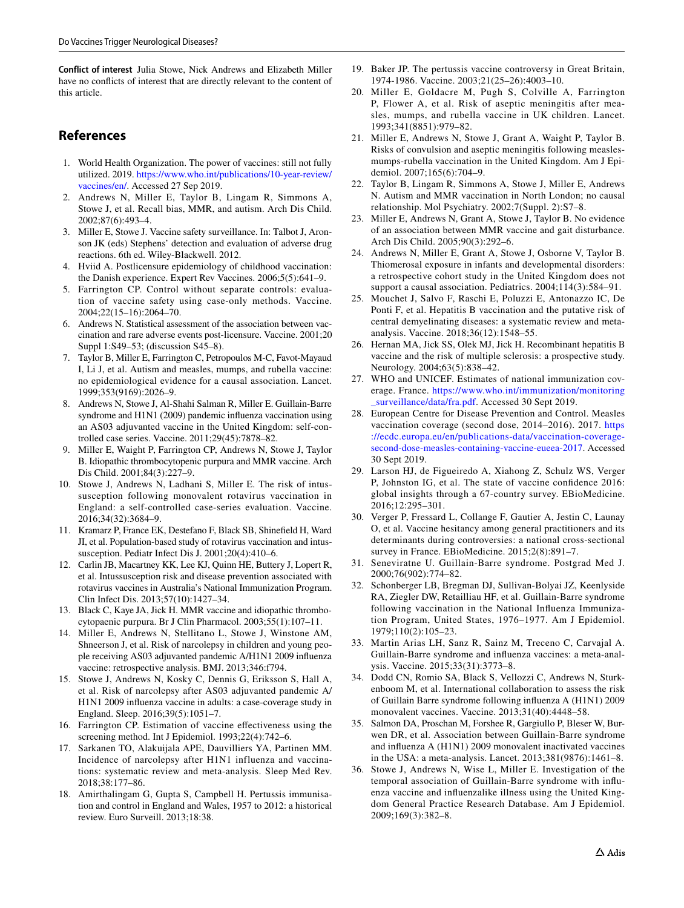**Conflict of interest** Julia Stowe, Nick Andrews and Elizabeth Miller have no conflicts of interest that are directly relevant to the content of this article.

## References

1. World Health Organization. The power of vaccines: still not fully utilized. 2019. https://www.who.int/publications/10-year-review/vaccines/en/. Accessed 27 Sep 2019.
2. Andrews N, Miller E, Taylor B, Lingam R, Simmons A, Stowe J, et al. Recall bias, MMR, and autism. Arch Dis Child. 2002;87(6):493–4.
3. Miller E, Stowe J. Vaccine safety surveillance. In: Talbot J, Aronson JK (eds) Stephens' detection and evaluation of adverse drug reactions. 6th ed. Wiley-Blackwell. 2012.
4. Hviid A. Postlicensure epidemiology of childhood vaccination: the Danish experience. Expert Rev Vaccines. 2006;5(5):641–9.
5. Farrington CP. Control without separate controls: evaluation of vaccine safety using case-only methods. Vaccine. 2004;22(15–16):2064–70.
6. Andrews N. Statistical assessment of the association between vaccination and rare adverse events post-licensure. Vaccine. 2001;20 Suppl 1:S49–53; (discussion S45–8).
7. Taylor B, Miller E, Farrington C, Petropoulos M-C, Favot-Mayaud I, Li J, et al. Autism and measles, mumps, and rubella vaccine: no epidemiological evidence for a causal association. Lancet. 1999;353(9169):2026–9.
8. Andrews N, Stowe J, Al-Shahi Salman R, Miller E. Guillain-Barre syndrome and H1N1 (2009) pandemic influenza vaccination using an AS03 adjuvanted vaccine in the United Kingdom: self-controlled case series. Vaccine. 2011;29(45):7878–82.
9. Miller E, Waight P, Farrington CP, Andrews N, Stowe J, Taylor B. Idiopathic thrombocytopenic purpura and MMR vaccine. Arch Dis Child. 2001;84(3):227–9.
10. Stowe J, Andrews N, Ladhani S, Miller E. The risk of intussusception following monovalent rotavirus vaccination in England: a self-controlled case-series evaluation. Vaccine. 2016;34(32):3684–9.
11. Kramarz P, France EK, Destefano F, Black SB, Shinefield H, Ward JI, et al. Population-based study of rotavirus vaccination and intussusception. Pediatr Infect Dis J. 2001;20(4):410–6.
12. Carlin JB, Macartney KK, Lee KJ, Quinn HE, Buttery J, Lopert R, et al. Intussusception risk and disease prevention associated with rotavirus vaccines in Australia's National Immunization Program. Clin Infect Dis. 2013;57(10):1427–34.
13. Black C, Kaye JA, Jick H. MMR vaccine and idiopathic thrombocytopaenic purpura. Br J Clin Pharmacol. 2003;55(1):107–11.
14. Miller E, Andrews N, Stellitano L, Stowe J, Winstone AM, Shneerson J, et al. Risk of narcolepsy in children and young people receiving AS03 adjuvanted pandemic A/H1N1 2009 influenza vaccine: retrospective analysis. BMJ. 2013;346:f794.
15. Stowe J, Andrews N, Kosky C, Dennis G, Eriksson S, Hall A, et al. Risk of narcolepsy after AS03 adjuvanted pandemic A/H1N1 2009 influenza vaccine in adults: a case-coverage study in England. Sleep. 2016;39(5):1051–7.
16. Farrington CP. Estimation of vaccine effectiveness using the screening method. Int J Epidemiol. 1993;22(4):742–6.
17. Sarkanen TO, Alakuijala APE, Dauvilliers YA, Partinen MM. Incidence of narcolepsy after H1N1 influenza and vaccinations: systematic review and meta-analysis. Sleep Med Rev. 2018;38:177–86.
18. Amirthalingam G, Gupta S, Campbell H. Pertussis immunisation and control in England and Wales, 1957 to 2012: a historical review. Euro Surveill. 2013;18:38.
19. Baker JP. The pertussis vaccine controversy in Great Britain, 1974-1986. Vaccine. 2003;21(25–26):4003–10.
20. Miller E, Goldacre M, Pugh S, Colville A, Farrington P, Flower A, et al. Risk of aseptic meningitis after measles, mumps, and rubella vaccine in UK children. Lancet. 1993;341(8851):979–82.
21. Miller E, Andrews N, Stowe J, Grant A, Waight P, Taylor B. Risks of convulsion and aseptic meningitis following measles-mumps-rubella vaccination in the United Kingdom. Am J Epidemiol. 2007;165(6):704–9.
22. Taylor B, Lingam R, Simmons A, Stowe J, Miller E, Andrews N. Autism and MMR vaccination in North London; no causal relationship. Mol Psychiatry. 2002;7(Suppl. 2):S7–8.
23. Miller E, Andrews N, Grant A, Stowe J, Taylor B. No evidence of an association between MMR vaccine and gait disturbance. Arch Dis Child. 2005;90(3):292–6.
24. Andrews N, Miller E, Grant A, Stowe J, Osborne V, Taylor B. Thiomerosal exposure in infants and developmental disorders: a retrospective cohort study in the United Kingdom does not support a causal association. Pediatrics. 2004;114(3):584–91.
25. Mouchet J, Salvo F, Raschi E, Poluzzi E, Antonazzo IC, De Ponti F, et al. Hepatitis B vaccination and the putative risk of central demyelinating diseases: a systematic review and meta-analysis. Vaccine. 2018;36(12):1548–55.
26. Hernan MA, Jick SS, Olek MJ, Jick H. Recombinant hepatitis B vaccine and the risk of multiple sclerosis: a prospective study. Neurology. 2004;63(5):838–42.
27. WHO and UNICEF. Estimates of national immunization coverage. France. https://www.who.int/immunization/monitoring_surveillance/data/fra.pdf. Accessed 30 Sept 2019.
28. European Centre for Disease Prevention and Control. Measles vaccination coverage (second dose, 2014–2016). 2017. https://ecdc.europa.eu/en/publications-data/vaccination-coverage-second-dose-measles-containing-vaccine-eueea-2017. Accessed 30 Sept 2019.
29. Larson HJ, de Figueiredo A, Xiahong Z, Schulz WS, Verger P, Johnston IG, et al. The state of vaccine confidence 2016: global insights through a 67-country survey. EBioMedicine. 2016;12:295–301.
30. Verger P, Fressard L, Collange F, Gautier A, Jestin C, Launay O, et al. Vaccine hesitancy among general practitioners and its determinants during controversies: a national cross-sectional survey in France. EBioMedicine. 2015;2(8):891–7.
31. Seneviratne U. Guillain-Barre syndrome. Postgrad Med J. 2000;76(902):774–82.
32. Schonberger LB, Bregman DJ, Sullivan-Bolyai JZ, Keenlyside RA, Ziegler DW, Retailliau HF, et al. Guillain-Barre syndrome following vaccination in the National Influenza Immunization Program, United States, 1976–1977. Am J Epidemiol. 1979;110(2):105–23.
33. Martin Arias LH, Sanz R, Sainz M, Treceno C, Carvajal A. Guillain-Barre syndrome and influenza vaccines: a meta-analysis. Vaccine. 2015;33(31):3773–8.
34. Dodd CN, Romio SA, Black S, Vellozzi C, Andrews N, Sturkenboom M, et al. International collaboration to assess the risk of Guillain Barre syndrome following influenza A (H1N1) 2009 monovalent vaccines. Vaccine. 2013;31(40):4448–58.
35. Salmon DA, Proschan M, Forshee R, Gargiullo P, Bleser W, Burwen DR, et al. Association between Guillain-Barre syndrome and influenza A (H1N1) 2009 monovalent inactivated vaccines in the USA: a meta-analysis. Lancet. 2013;381(9876):1461–8.
36. Stowe J, Andrews N, Wise L, Miller E. Investigation of the temporal association of Guillain-Barre syndrome with influenza vaccine and influenzalike illness using the United Kingdom General Practice Research Database. Am J Epidemiol. 2009;169(3):382–8.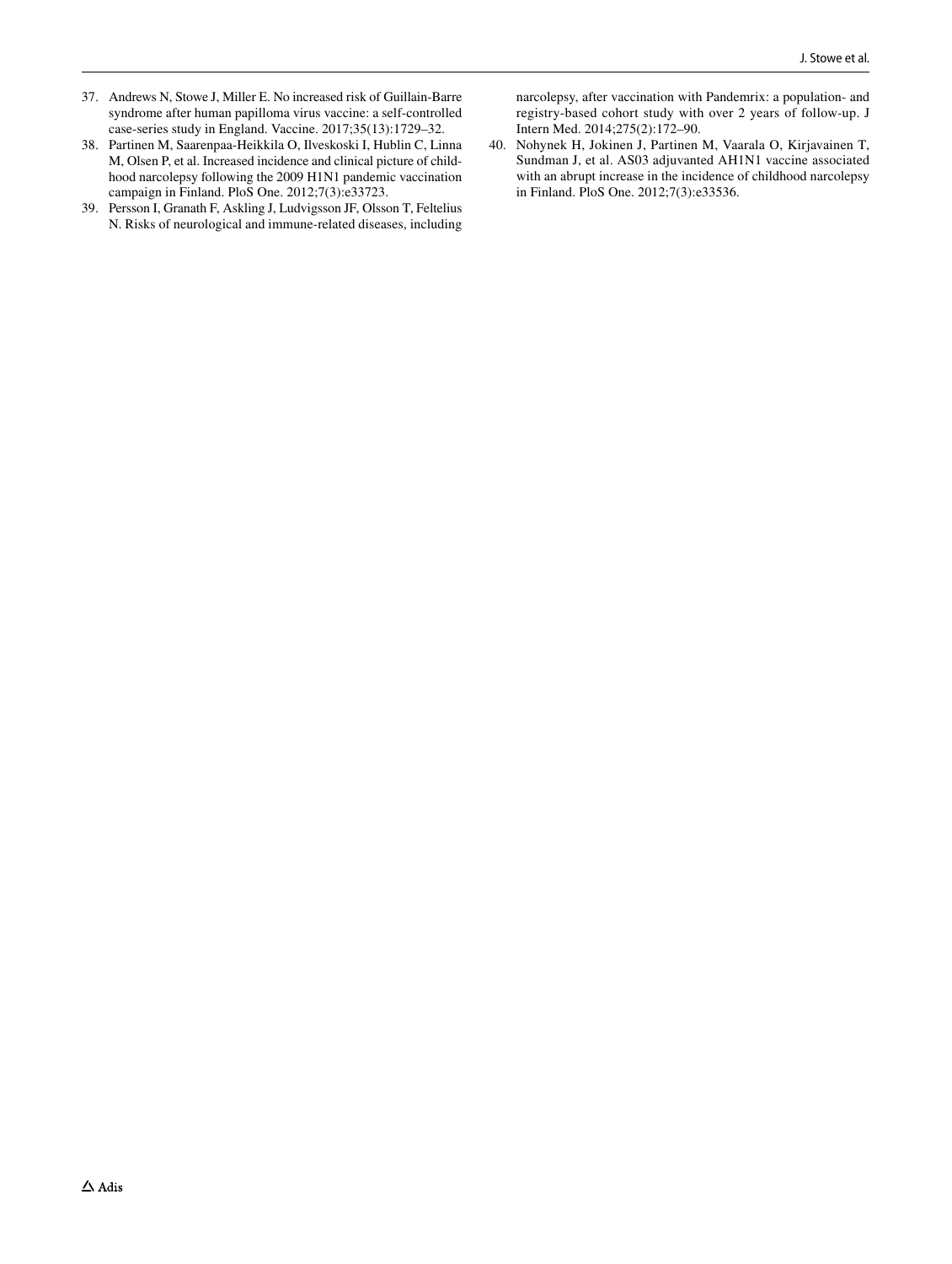37. Andrews N, Stowe J, Miller E. No increased risk of Guillain-Barre syndrome after human papilloma virus vaccine: a self-controlled case-series study in England. Vaccine. 2017;35(13):1729–32.
38. Partinen M, Saarenpaa-Heikkila O, Ilveskoski I, Hublin C, Linna M, Olsen P, et al. Increased incidence and clinical picture of childhood narcolepsy following the 2009 H1N1 pandemic vaccination campaign in Finland. PloS One. 2012;7(3):e33723.
39. Persson I, Granath F, Askling J, Ludvigsson JF, Olsson T, Feltelius N. Risks of neurological and immune-related diseases, including narcolepsy, after vaccination with Pandemrix: a population- and registry-based cohort study with over 2 years of follow-up. J Intern Med. 2014;275(2):172–90.
40. Nohynek H, Jokinen J, Partinen M, Vaarala O, Kirjavainen T, Sundman J, et al. AS03 adjuvanted AH1N1 vaccine associated with an abrupt increase in the incidence of childhood narcolepsy in Finland. PloS One. 2012;7(3):e33536.